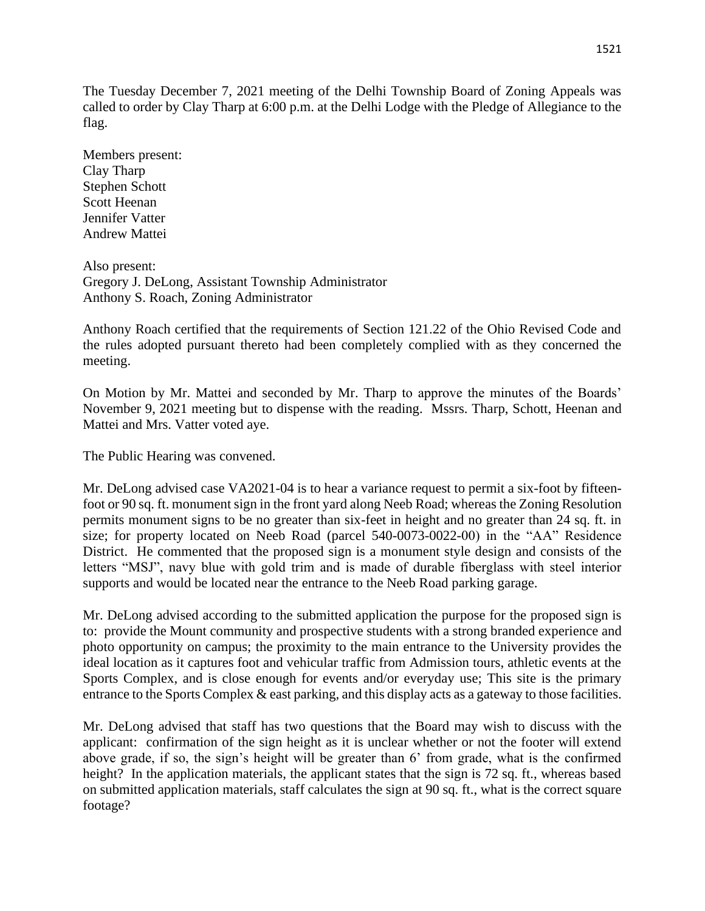The Tuesday December 7, 2021 meeting of the Delhi Township Board of Zoning Appeals was called to order by Clay Tharp at 6:00 p.m. at the Delhi Lodge with the Pledge of Allegiance to the flag.

Members present:
Clay Tharp
Stephen Schott
Scott Heenan
Jennifer Vatter
Andrew Mattei

Also present:
Gregory J. DeLong, Assistant Township Administrator
Anthony S. Roach, Zoning Administrator

Anthony Roach certified that the requirements of Section 121.22 of the Ohio Revised Code and the rules adopted pursuant thereto had been completely complied with as they concerned the meeting.

On Motion by Mr. Mattei and seconded by Mr. Tharp to approve the minutes of the Boards' November 9, 2021 meeting but to dispense with the reading. Mssrs. Tharp, Schott, Heenan and Mattei and Mrs. Vatter voted aye.

The Public Hearing was convened.

Mr. DeLong advised case VA2021-04 is to hear a variance request to permit a six-foot by fifteen-foot or 90 sq. ft. monument sign in the front yard along Neeb Road; whereas the Zoning Resolution permits monument signs to be no greater than six-feet in height and no greater than 24 sq. ft. in size; for property located on Neeb Road (parcel 540-0073-0022-00) in the "AA" Residence District. He commented that the proposed sign is a monument style design and consists of the letters "MSJ", navy blue with gold trim and is made of durable fiberglass with steel interior supports and would be located near the entrance to the Neeb Road parking garage.

Mr. DeLong advised according to the submitted application the purpose for the proposed sign is to: provide the Mount community and prospective students with a strong branded experience and photo opportunity on campus; the proximity to the main entrance to the University provides the ideal location as it captures foot and vehicular traffic from Admission tours, athletic events at the Sports Complex, and is close enough for events and/or everyday use; This site is the primary entrance to the Sports Complex & east parking, and this display acts as a gateway to those facilities.

Mr. DeLong advised that staff has two questions that the Board may wish to discuss with the applicant: confirmation of the sign height as it is unclear whether or not the footer will extend above grade, if so, the sign's height will be greater than 6' from grade, what is the confirmed height? In the application materials, the applicant states that the sign is 72 sq. ft., whereas based on submitted application materials, staff calculates the sign at 90 sq. ft., what is the correct square footage?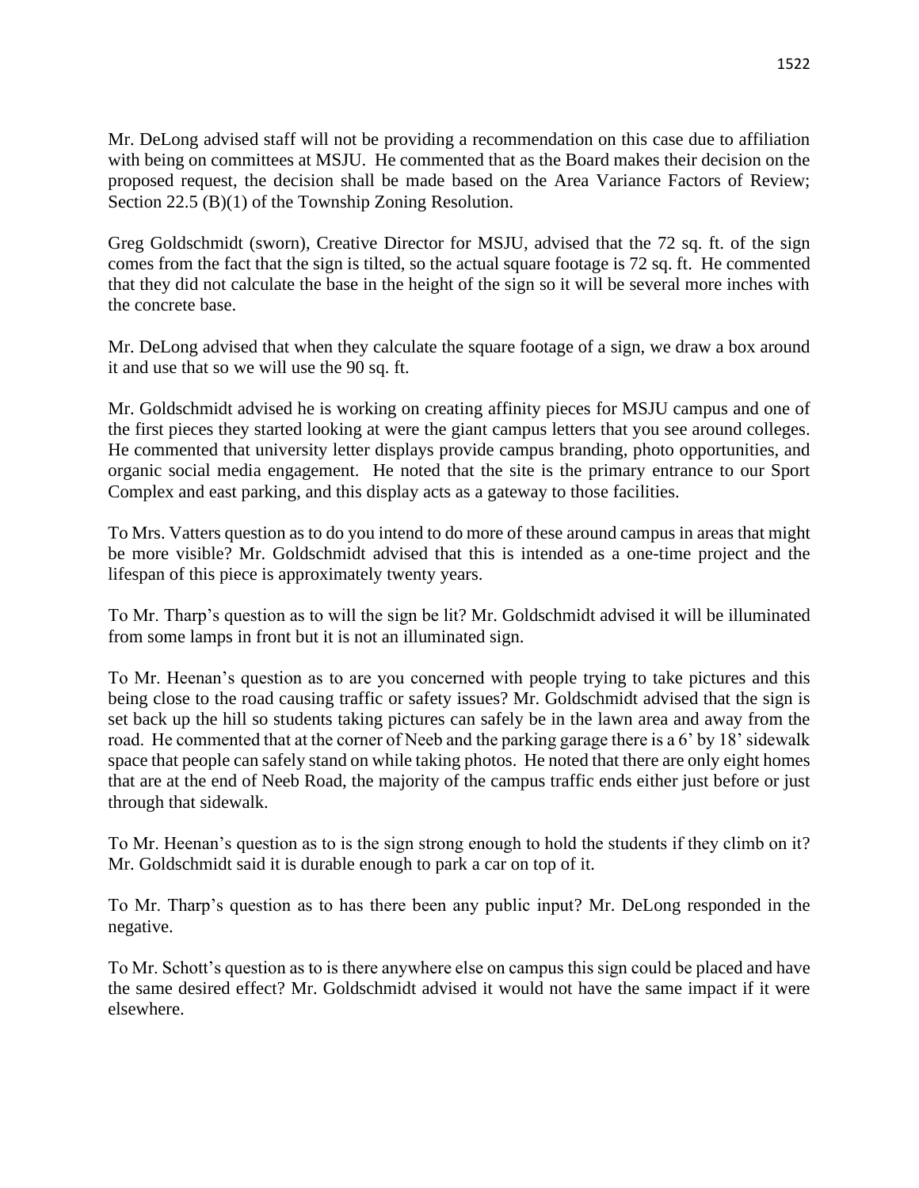Mr. DeLong advised staff will not be providing a recommendation on this case due to affiliation with being on committees at MSJU. He commented that as the Board makes their decision on the proposed request, the decision shall be made based on the Area Variance Factors of Review; Section 22.5 (B)(1) of the Township Zoning Resolution.

Greg Goldschmidt (sworn), Creative Director for MSJU, advised that the 72 sq. ft. of the sign comes from the fact that the sign is tilted, so the actual square footage is 72 sq. ft. He commented that they did not calculate the base in the height of the sign so it will be several more inches with the concrete base.

Mr. DeLong advised that when they calculate the square footage of a sign, we draw a box around it and use that so we will use the 90 sq. ft.

Mr. Goldschmidt advised he is working on creating affinity pieces for MSJU campus and one of the first pieces they started looking at were the giant campus letters that you see around colleges. He commented that university letter displays provide campus branding, photo opportunities, and organic social media engagement. He noted that the site is the primary entrance to our Sport Complex and east parking, and this display acts as a gateway to those facilities.

To Mrs. Vatters question as to do you intend to do more of these around campus in areas that might be more visible? Mr. Goldschmidt advised that this is intended as a one-time project and the lifespan of this piece is approximately twenty years.

To Mr. Tharp's question as to will the sign be lit? Mr. Goldschmidt advised it will be illuminated from some lamps in front but it is not an illuminated sign.

To Mr. Heenan's question as to are you concerned with people trying to take pictures and this being close to the road causing traffic or safety issues? Mr. Goldschmidt advised that the sign is set back up the hill so students taking pictures can safely be in the lawn area and away from the road. He commented that at the corner of Neeb and the parking garage there is a 6' by 18' sidewalk space that people can safely stand on while taking photos. He noted that there are only eight homes that are at the end of Neeb Road, the majority of the campus traffic ends either just before or just through that sidewalk.

To Mr. Heenan's question as to is the sign strong enough to hold the students if they climb on it? Mr. Goldschmidt said it is durable enough to park a car on top of it.

To Mr. Tharp's question as to has there been any public input? Mr. DeLong responded in the negative.

To Mr. Schott's question as to is there anywhere else on campus this sign could be placed and have the same desired effect? Mr. Goldschmidt advised it would not have the same impact if it were elsewhere.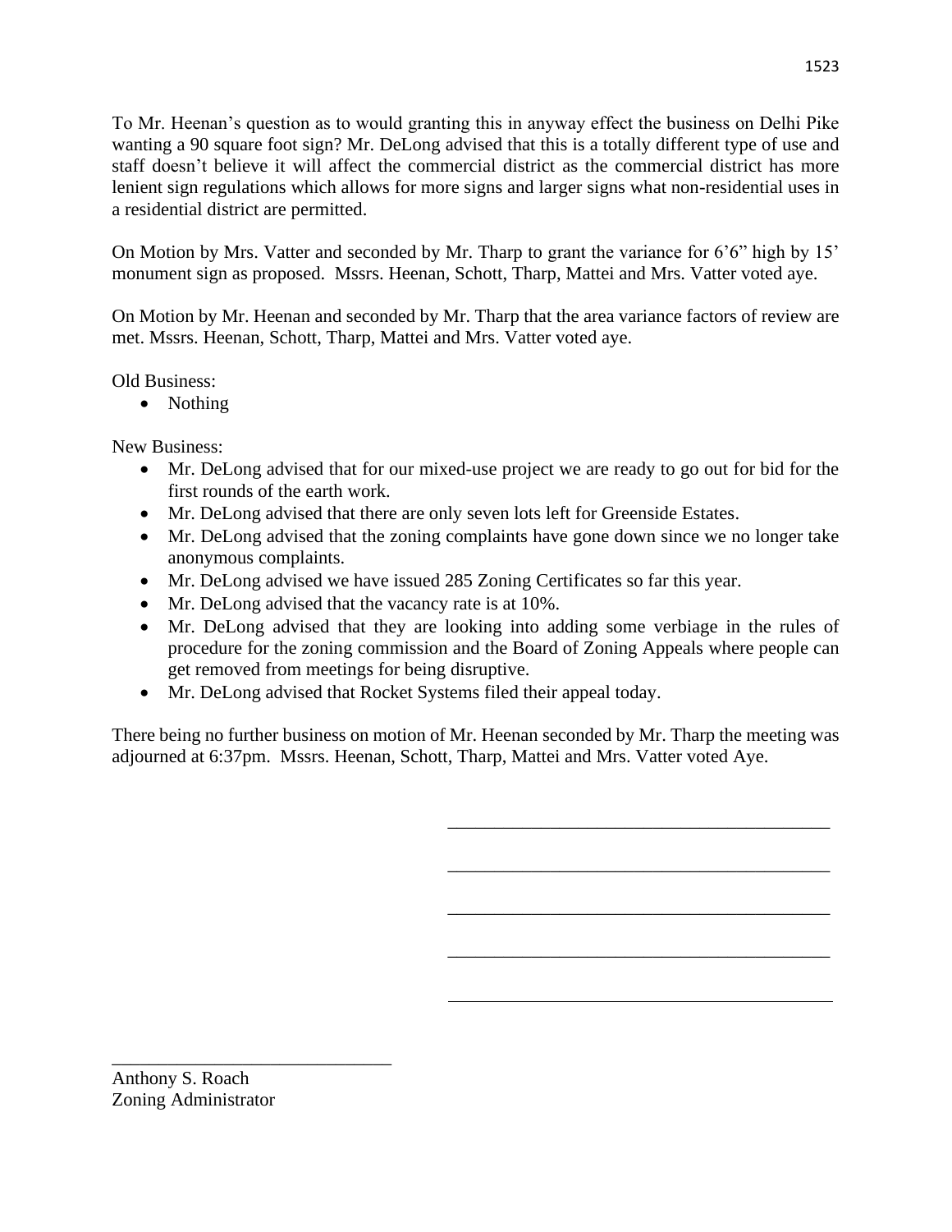To Mr. Heenan's question as to would granting this in anyway effect the business on Delhi Pike wanting a 90 square foot sign? Mr. DeLong advised that this is a totally different type of use and staff doesn't believe it will affect the commercial district as the commercial district has more lenient sign regulations which allows for more signs and larger signs what non-residential uses in a residential district are permitted.

On Motion by Mrs. Vatter and seconded by Mr. Tharp to grant the variance for 6'6" high by 15' monument sign as proposed. Mssrs. Heenan, Schott, Tharp, Mattei and Mrs. Vatter voted aye.

On Motion by Mr. Heenan and seconded by Mr. Tharp that the area variance factors of review are met. Mssrs. Heenan, Schott, Tharp, Mattei and Mrs. Vatter voted aye.

Old Business:

- Nothing

New Business:

- Mr. DeLong advised that for our mixed-use project we are ready to go out for bid for the first rounds of the earth work.
- Mr. DeLong advised that there are only seven lots left for Greenside Estates.
- Mr. DeLong advised that the zoning complaints have gone down since we no longer take anonymous complaints.
- Mr. DeLong advised we have issued 285 Zoning Certificates so far this year.
- Mr. DeLong advised that the vacancy rate is at 10%.
- Mr. DeLong advised that they are looking into adding some verbiage in the rules of procedure for the zoning commission and the Board of Zoning Appeals where people can get removed from meetings for being disruptive.
- Mr. DeLong advised that Rocket Systems filed their appeal today.

There being no further business on motion of Mr. Heenan seconded by Mr. Tharp the meeting was adjourned at 6:37pm. Mssrs. Heenan, Schott, Tharp, Mattei and Mrs. Vatter voted Aye.

\_\_\_\_\_\_\_\_\_\_\_\_\_\_\_\_\_\_\_\_\_\_\_\_\_\_\_\_\_\_\_\_\_\_\_\_\_\_\_\_

\_\_\_\_\_\_\_\_\_\_\_\_\_\_\_\_\_\_\_\_\_\_\_\_\_\_\_\_\_\_\_\_\_\_\_\_\_\_\_\_

\_\_\_\_\_\_\_\_\_\_\_\_\_\_\_\_\_\_\_\_\_\_\_\_\_\_\_\_\_\_\_\_\_\_\_\_\_\_\_\_

\_\_\_\_\_\_\_\_\_\_\_\_\_\_\_\_\_\_\_\_\_\_\_\_\_\_\_\_\_\_\_\_\_\_\_\_\_\_\_\_

\_\_\_\_\_\_\_\_\_\_\_\_\_\_\_\_\_\_\_\_\_\_\_\_\_\_\_\_\_\_\_\_\_\_\_\_\_\_\_\_

\_\_\_\_\_\_\_\_\_\_\_\_\_\_\_\_\_\_\_\_\_\_\_\_\_\_\_\_\_\_

Anthony S. Roach
Zoning Administrator